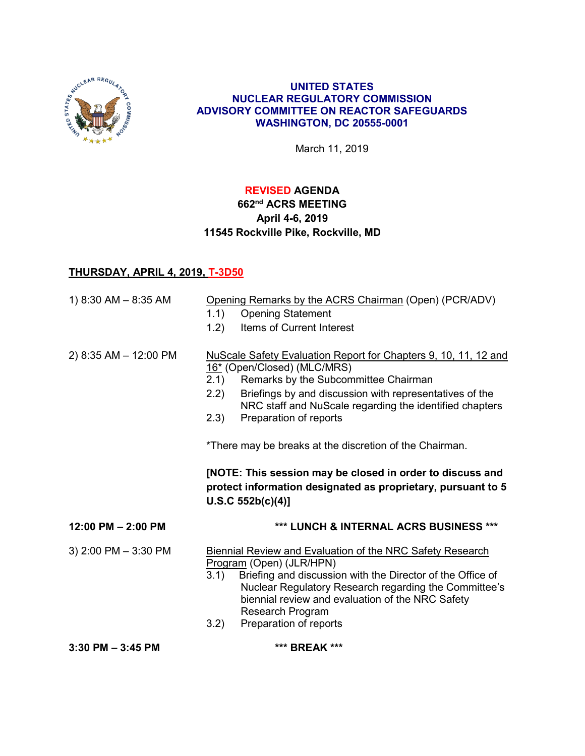**UNITED STATES**
**NUCLEAR REGULATORY COMMISSION**
**ADVISORY COMMITTEE ON REACTOR SAFEGUARDS**
**WASHINGTON, DC 20555-0001**

March 11, 2019

# REVISED AGENDA
## 662nd ACRS MEETING
## April 4-6, 2019
## 11545 Rockville Pike, Rockville, MD

**THURSDAY, APRIL 4, 2019, T-3D50**

1) 8:30 AM – 8:35 AM — Opening Remarks by the ACRS Chairman (Open) (PCR/ADV)
   - 1.1) Opening Statement
   - 1.2) Items of Current Interest

2) 8:35 AM – 12:00 PM — NuScale Safety Evaluation Report for Chapters 9, 10, 11, 12 and 16* (Open/Closed) (MLC/MRS)
   - 2.1) Remarks by the Subcommittee Chairman
   - 2.2) Briefings by and discussion with representatives of the NRC staff and NuScale regarding the identified chapters
   - 2.3) Preparation of reports

   *There may be breaks at the discretion of the Chairman.

   **[NOTE: This session may be closed in order to discuss and protect information designated as proprietary, pursuant to 5 U.S.C 552b(c)(4)]**

**12:00 PM – 2:00 PM** — **\*\*\* LUNCH & INTERNAL ACRS BUSINESS \*\*\***

3) 2:00 PM – 3:30 PM — Biennial Review and Evaluation of the NRC Safety Research Program (Open) (JLR/HPN)
   - 3.1) Briefing and discussion with the Director of the Office of Nuclear Regulatory Research regarding the Committee's biennial review and evaluation of the NRC Safety Research Program
   - 3.2) Preparation of reports

**3:30 PM – 3:45 PM** — **\*\*\* BREAK \*\*\***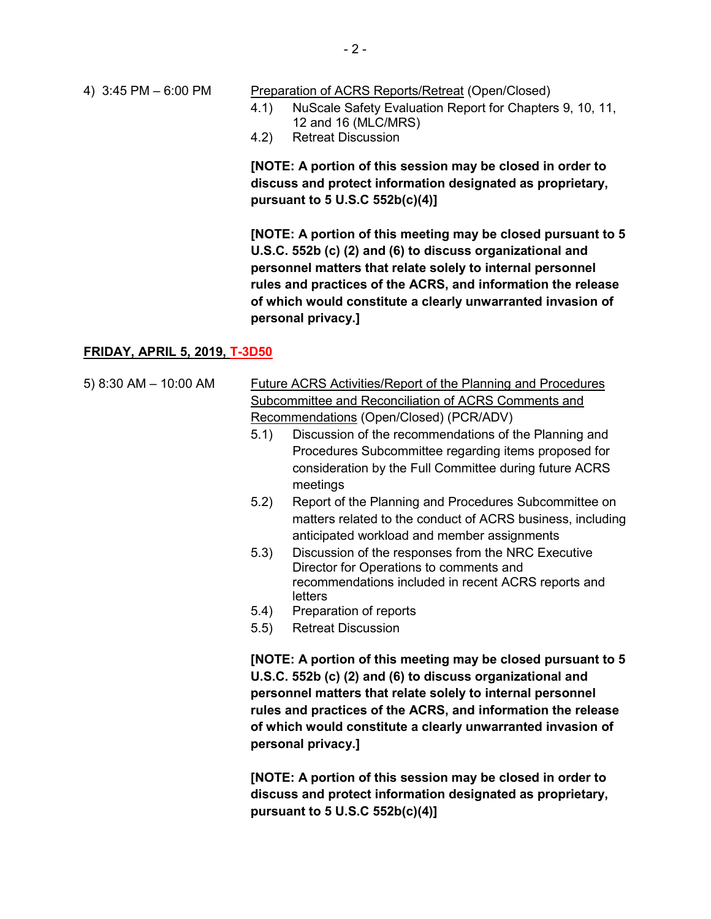4) 3:45 PM – 6:00 PM

Preparation of ACRS Reports/Retreat (Open/Closed)

4.1) NuScale Safety Evaluation Report for Chapters 9, 10, 11, 12 and 16 (MLC/MRS)

4.2) Retreat Discussion

**[NOTE: A portion of this session may be closed in order to discuss and protect information designated as proprietary, pursuant to 5 U.S.C 552b(c)(4)]**

**[NOTE: A portion of this meeting may be closed pursuant to 5 U.S.C. 552b (c) (2) and (6) to discuss organizational and personnel matters that relate solely to internal personnel rules and practices of the ACRS, and information the release of which would constitute a clearly unwarranted invasion of personal privacy.]**

**FRIDAY, APRIL 5, 2019, T-3D50**

5) 8:30 AM – 10:00 AM

Future ACRS Activities/Report of the Planning and Procedures Subcommittee and Reconciliation of ACRS Comments and Recommendations (Open/Closed) (PCR/ADV)

5.1) Discussion of the recommendations of the Planning and Procedures Subcommittee regarding items proposed for consideration by the Full Committee during future ACRS meetings

5.2) Report of the Planning and Procedures Subcommittee on matters related to the conduct of ACRS business, including anticipated workload and member assignments

5.3) Discussion of the responses from the NRC Executive Director for Operations to comments and recommendations included in recent ACRS reports and letters

5.4) Preparation of reports

5.5) Retreat Discussion

**[NOTE: A portion of this meeting may be closed pursuant to 5 U.S.C. 552b (c) (2) and (6) to discuss organizational and personnel matters that relate solely to internal personnel rules and practices of the ACRS, and information the release of which would constitute a clearly unwarranted invasion of personal privacy.]**

**[NOTE: A portion of this session may be closed in order to discuss and protect information designated as proprietary, pursuant to 5 U.S.C 552b(c)(4)]**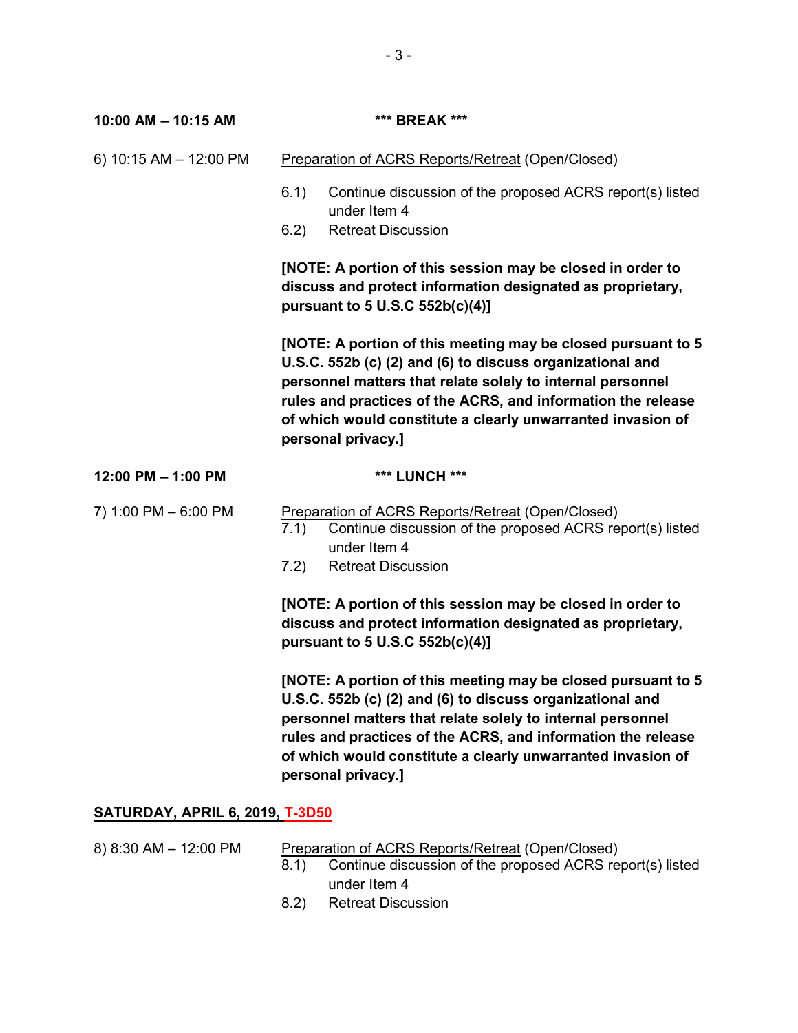**10:00 AM – 10:15 AM** **\*\*\* BREAK \*\*\***

6) 10:15 AM – 12:00 PM Preparation of ACRS Reports/Retreat (Open/Closed)

6.1) Continue discussion of the proposed ACRS report(s) listed under Item 4

6.2) Retreat Discussion

**[NOTE: A portion of this session may be closed in order to discuss and protect information designated as proprietary, pursuant to 5 U.S.C 552b(c)(4)]**

**[NOTE: A portion of this meeting may be closed pursuant to 5 U.S.C. 552b (c) (2) and (6) to discuss organizational and personnel matters that relate solely to internal personnel rules and practices of the ACRS, and information the release of which would constitute a clearly unwarranted invasion of personal privacy.]**

**12:00 PM – 1:00 PM** **\*\*\* LUNCH \*\*\***

7) 1:00 PM – 6:00 PM Preparation of ACRS Reports/Retreat (Open/Closed)

7.1) Continue discussion of the proposed ACRS report(s) listed under Item 4

7.2) Retreat Discussion

**[NOTE: A portion of this session may be closed in order to discuss and protect information designated as proprietary, pursuant to 5 U.S.C 552b(c)(4)]**

**[NOTE: A portion of this meeting may be closed pursuant to 5 U.S.C. 552b (c) (2) and (6) to discuss organizational and personnel matters that relate solely to internal personnel rules and practices of the ACRS, and information the release of which would constitute a clearly unwarranted invasion of personal privacy.]**

**SATURDAY, APRIL 6, 2019, T-3D50**

8) 8:30 AM – 12:00 PM Preparation of ACRS Reports/Retreat (Open/Closed)

8.1) Continue discussion of the proposed ACRS report(s) listed under Item 4

8.2) Retreat Discussion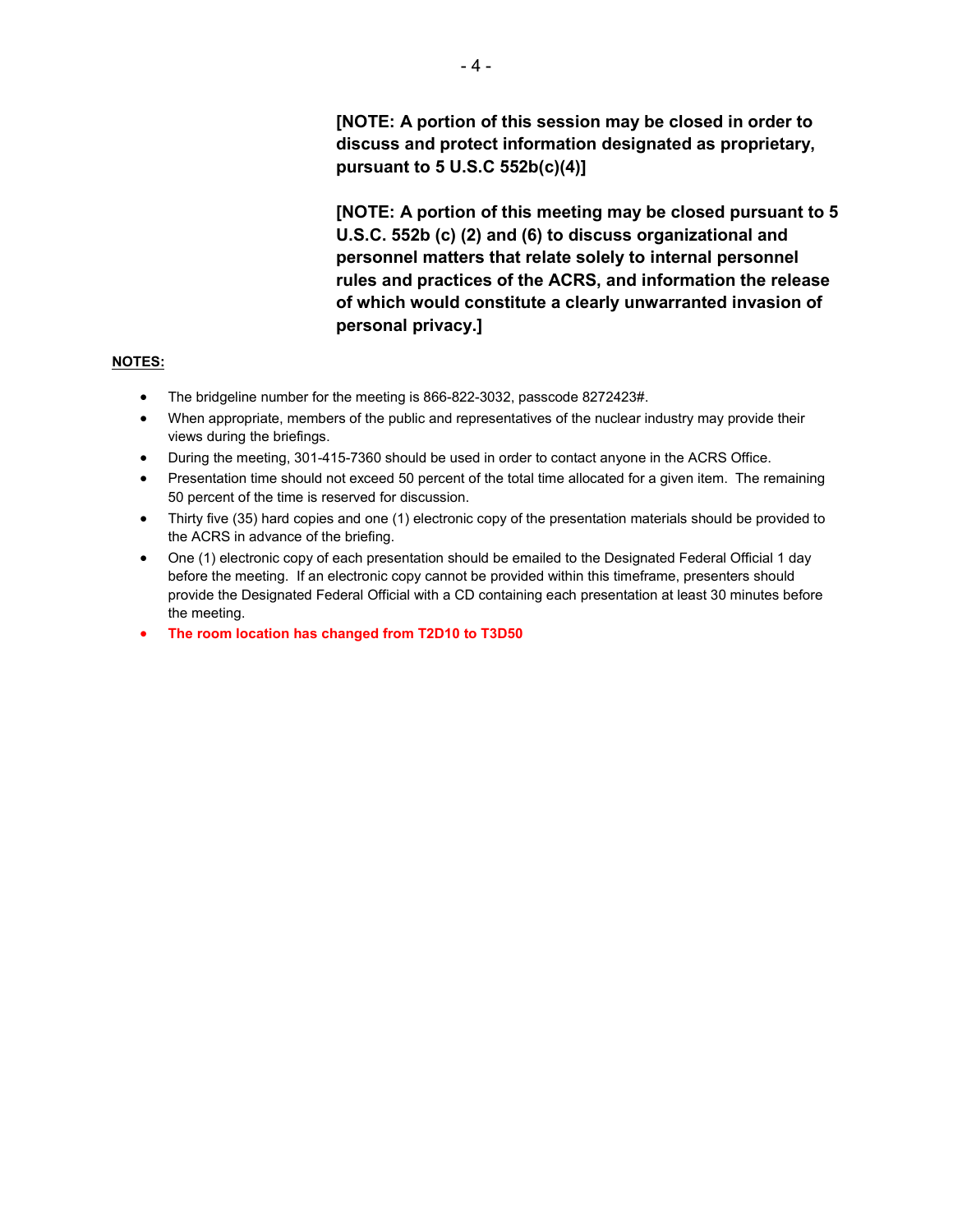**[NOTE: A portion of this session may be closed in order to discuss and protect information designated as proprietary, pursuant to 5 U.S.C 552b(c)(4)]**

**[NOTE: A portion of this meeting may be closed pursuant to 5 U.S.C. 552b (c) (2) and (6) to discuss organizational and personnel matters that relate solely to internal personnel rules and practices of the ACRS, and information the release of which would constitute a clearly unwarranted invasion of personal privacy.]**

**NOTES:**

- The bridgeline number for the meeting is 866-822-3032, passcode 8272423#.
- When appropriate, members of the public and representatives of the nuclear industry may provide their views during the briefings.
- During the meeting, 301-415-7360 should be used in order to contact anyone in the ACRS Office.
- Presentation time should not exceed 50 percent of the total time allocated for a given item. The remaining 50 percent of the time is reserved for discussion.
- Thirty five (35) hard copies and one (1) electronic copy of the presentation materials should be provided to the ACRS in advance of the briefing.
- One (1) electronic copy of each presentation should be emailed to the Designated Federal Official 1 day before the meeting. If an electronic copy cannot be provided within this timeframe, presenters should provide the Designated Federal Official with a CD containing each presentation at least 30 minutes before the meeting.
- **The room location has changed from T2D10 to T3D50**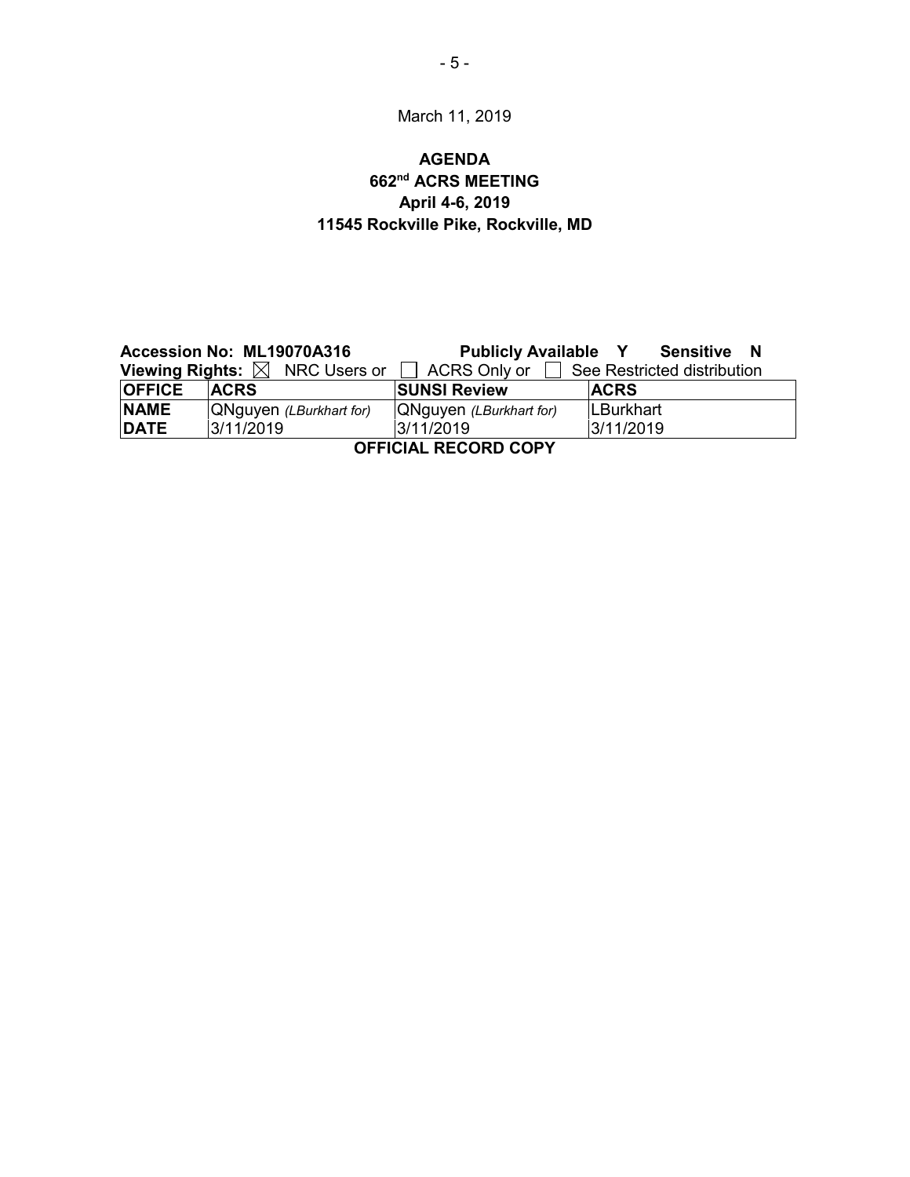March 11, 2019

**AGENDA**
**662nd ACRS MEETING**
**April 4-6, 2019**
**11545 Rockville Pike, Rockville, MD**

**Accession No: ML19070A316** **Publicly Available Y** **Sensitive N**

**Viewing Rights:** ☒ NRC Users or ☐ ACRS Only or ☐ See Restricted distribution

| **OFFICE** | **ACRS** | **SUNSI Review** | **ACRS** |
|---|---|---|---|
| **NAME** | QNguyen *(LBurkhart for)* | QNguyen *(LBurkhart for)* | LBurkhart |
| **DATE** | 3/11/2019 | 3/11/2019 | 3/11/2019 |

**OFFICIAL RECORD COPY**